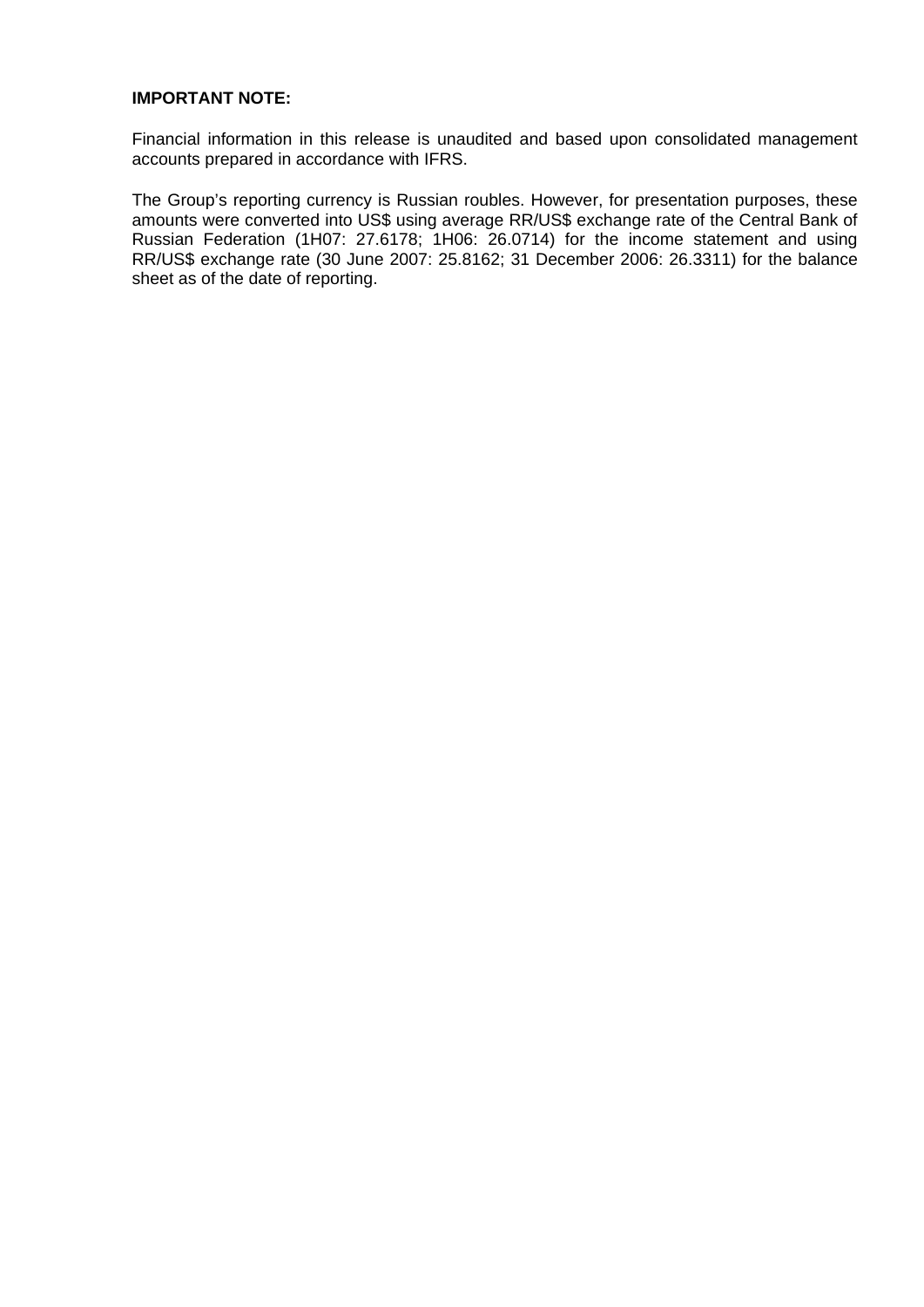**IMPORTANT NOTE:**

Financial information in this release is unaudited and based upon consolidated management accounts prepared in accordance with IFRS.

The Group's reporting currency is Russian roubles. However, for presentation purposes, these amounts were converted into US$ using average RR/US$ exchange rate of the Central Bank of Russian Federation (1H07: 27.6178; 1H06: 26.0714) for the income statement and using RR/US$ exchange rate (30 June 2007: 25.8162; 31 December 2006: 26.3311) for the balance sheet as of the date of reporting.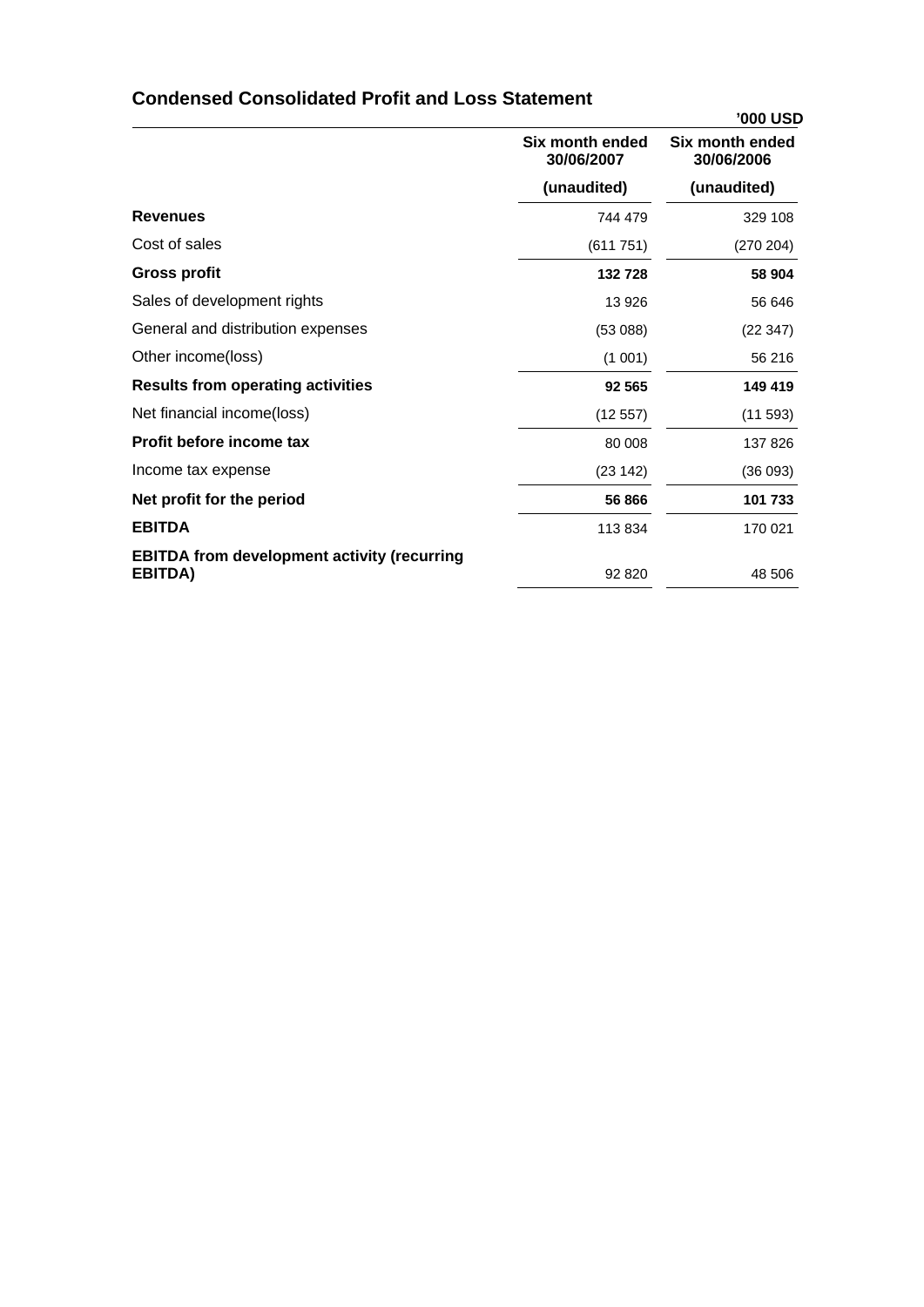## Condensed Consolidated Profit and Loss Statement

'000 USD

| | Six month ended 30/06/2007 | Six month ended 30/06/2006 |
|---|---|---|
| | (unaudited) | (unaudited) |
| **Revenues** | 744 479 | 329 108 |
| Cost of sales | (611 751) | (270 204) |
| **Gross profit** | **132 728** | **58 904** |
| Sales of development rights | 13 926 | 56 646 |
| General and distribution expenses | (53 088) | (22 347) |
| Other income(loss) | (1 001) | 56 216 |
| **Results from operating activities** | **92 565** | **149 419** |
| Net financial income(loss) | (12 557) | (11 593) |
| **Profit before income tax** | 80 008 | 137 826 |
| Income tax expense | (23 142) | (36 093) |
| **Net profit for the period** | **56 866** | **101 733** |
| **EBITDA** | 113 834 | 170 021 |
| **EBITDA from development activity (recurring EBITDA)** | 92 820 | 48 506 |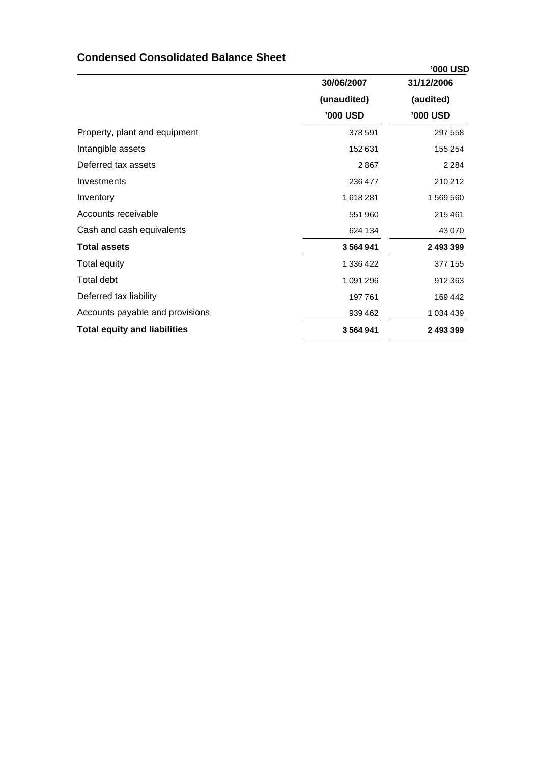## Condensed Consolidated Balance Sheet

’000 USD

| | 30/06/2007 (unaudited) ’000 USD | 31/12/2006 (audited) ’000 USD |
|---|---|---|
| Property, plant and equipment | 378 591 | 297 558 |
| Intangible assets | 152 631 | 155 254 |
| Deferred tax assets | 2 867 | 2 284 |
| Investments | 236 477 | 210 212 |
| Inventory | 1 618 281 | 1 569 560 |
| Accounts receivable | 551 960 | 215 461 |
| Cash and cash equivalents | 624 134 | 43 070 |
| **Total assets** | **3 564 941** | **2 493 399** |
| Total equity | 1 336 422 | 377 155 |
| Total debt | 1 091 296 | 912 363 |
| Deferred tax liability | 197 761 | 169 442 |
| Accounts payable and provisions | 939 462 | 1 034 439 |
| **Total equity and liabilities** | **3 564 941** | **2 493 399** |